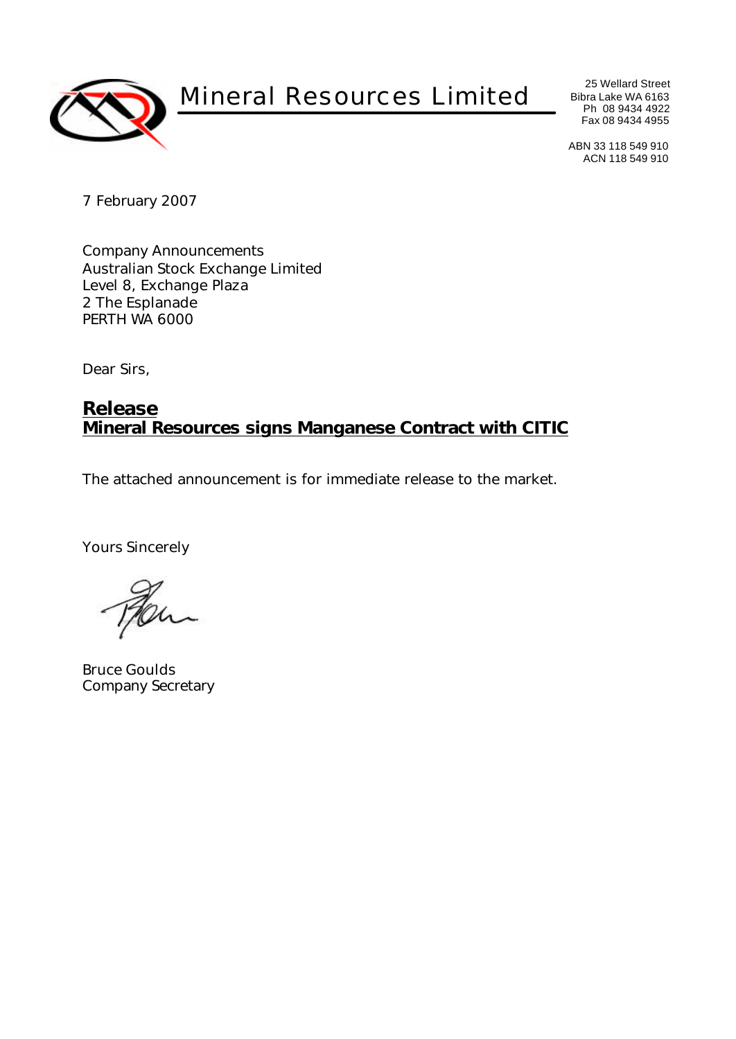# Mineral Resources Limited

25 Wellard Street
Bibra Lake WA 6163
Ph 08 9434 4922
Fax 08 9434 4955

ABN 33 118 549 910
ACN 118 549 910

7 February 2007

Company Announcements
Australian Stock Exchange Limited
Level 8, Exchange Plaza
2 The Esplanade
PERTH WA 6000

Dear Sirs,

## Release
## Mineral Resources signs Manganese Contract with CITIC

The attached announcement is for immediate release to the market.

Yours Sincerely

Bruce Goulds
Company Secretary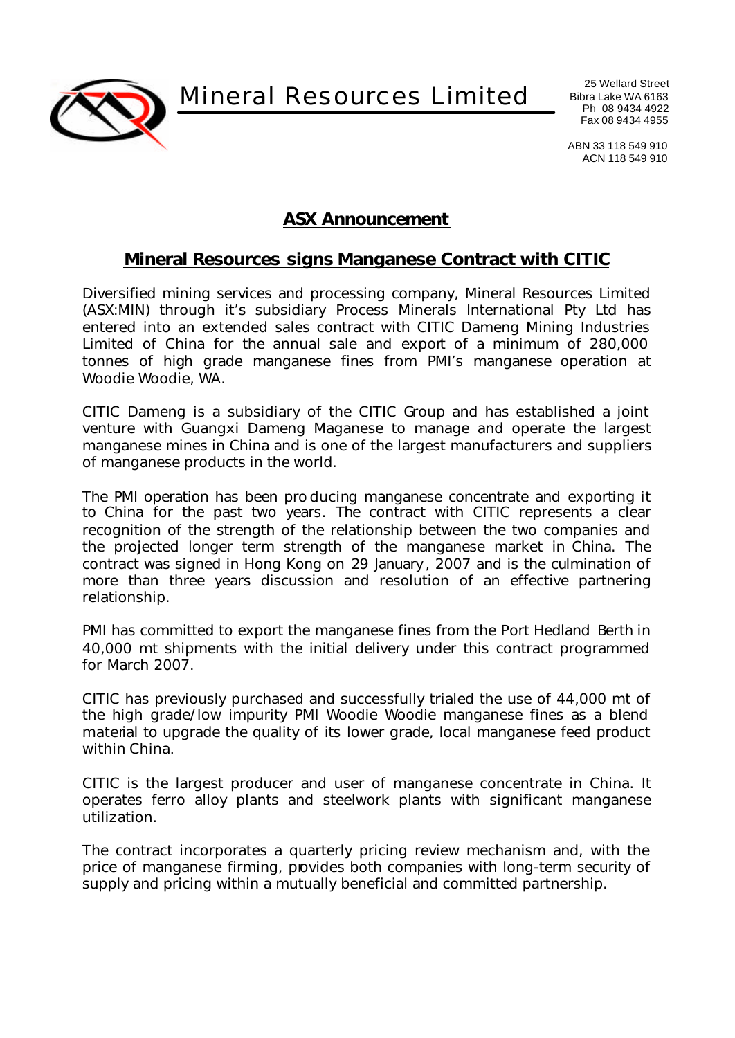Mineral Resources Limited

25 Wellard Street
Bibra Lake WA 6163
Ph 08 9434 4922
Fax 08 9434 4955

ABN 33 118 549 910
ACN 118 549 910

## ASX Announcement

## Mineral Resources signs Manganese Contract with CITIC

Diversified mining services and processing company, Mineral Resources Limited (ASX:MIN) through it's subsidiary Process Minerals International Pty Ltd has entered into an extended sales contract with CITIC Dameng Mining Industries Limited of China for the annual sale and export of a minimum of 280,000 tonnes of high grade manganese fines from PMI's manganese operation at Woodie Woodie, WA.

CITIC Dameng is a subsidiary of the CITIC Group and has established a joint venture with Guangxi Dameng Maganese to manage and operate the largest manganese mines in China and is one of the largest manufacturers and suppliers of manganese products in the world.

The PMI operation has been producing manganese concentrate and exporting it to China for the past two years. The contract with CITIC represents a clear recognition of the strength of the relationship between the two companies and the projected longer term strength of the manganese market in China. The contract was signed in Hong Kong on 29 January, 2007 and is the culmination of more than three years discussion and resolution of an effective partnering relationship.

PMI has committed to export the manganese fines from the Port Hedland Berth in 40,000 mt shipments with the initial delivery under this contract programmed for March 2007.

CITIC has previously purchased and successfully trialed the use of 44,000 mt of the high grade/low impurity PMI Woodie Woodie manganese fines as a blend material to upgrade the quality of its lower grade, local manganese feed product within China.

CITIC is the largest producer and user of manganese concentrate in China. It operates ferro alloy plants and steelwork plants with significant manganese utilization.

The contract incorporates a quarterly pricing review mechanism and, with the price of manganese firming, provides both companies with long-term security of supply and pricing within a mutually beneficial and committed partnership.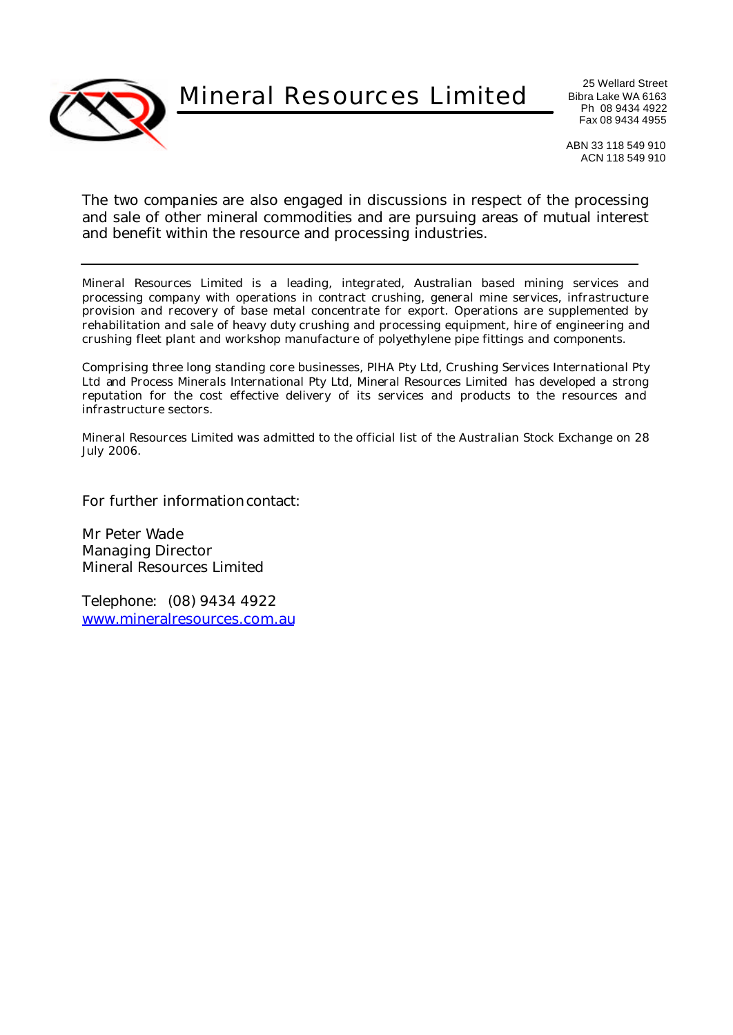# Mineral Resources Limited

25 Wellard Street
Bibra Lake WA 6163
Ph 08 9434 4922
Fax 08 9434 4955

ABN 33 118 549 910
ACN 118 549 910

The two companies are also engaged in discussions in respect of the processing and sale of other mineral commodities and are pursuing areas of mutual interest and benefit within the resource and processing industries.

---

Mineral Resources Limited is a leading, integrated, Australian based mining services and processing company with operations in contract crushing, general mine services, infrastructure provision and recovery of base metal concentrate for export. Operations are supplemented by rehabilitation and sale of heavy duty crushing and processing equipment, hire of engineering and crushing fleet plant and workshop manufacture of polyethylene pipe fittings and components.

Comprising three long standing core businesses, PIHA Pty Ltd, Crushing Services International Pty Ltd and Process Minerals International Pty Ltd, Mineral Resources Limited has developed a strong reputation for the cost effective delivery of its services and products to the resources and infrastructure sectors.

Mineral Resources Limited was admitted to the official list of the Australian Stock Exchange on 28 July 2006.

For further information contact:

Mr Peter Wade
Managing Director
Mineral Resources Limited

Telephone: (08) 9434 4922
www.mineralresources.com.au